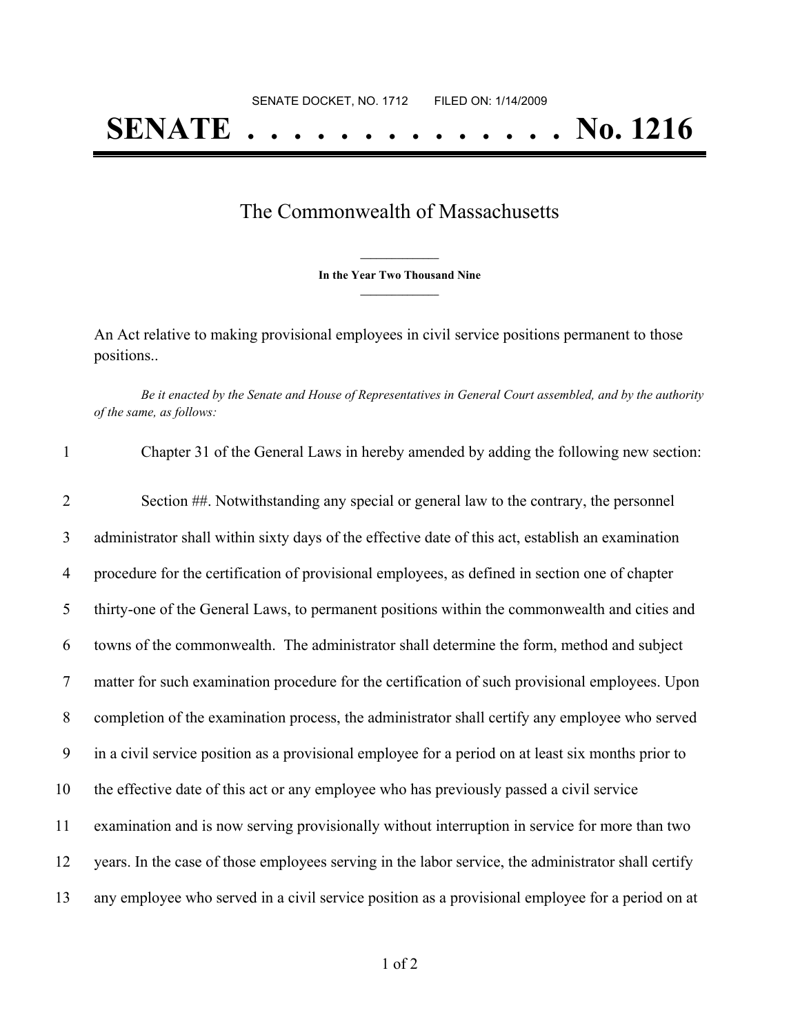SENATE DOCKET, NO. 1712        FILED ON: 1/14/2009

# SENATE . . . . . . . . . . . . . . No. 1216

## The Commonwealth of Massachusetts

**In the Year Two Thousand Nine**

An Act relative to making provisional employees in civil service positions permanent to those positions..

*Be it enacted by the Senate and House of Representatives in General Court assembled, and by the authority of the same, as follows:*

1 Chapter 31 of the General Laws in hereby amended by adding the following new section:

2 Section ##. Notwithstanding any special or general law to the contrary, the personnel
3 administrator shall within sixty days of the effective date of this act, establish an examination
4 procedure for the certification of provisional employees, as defined in section one of chapter
5 thirty-one of the General Laws, to permanent positions within the commonwealth and cities and
6 towns of the commonwealth. The administrator shall determine the form, method and subject
7 matter for such examination procedure for the certification of such provisional employees. Upon
8 completion of the examination process, the administrator shall certify any employee who served
9 in a civil service position as a provisional employee for a period on at least six months prior to
10 the effective date of this act or any employee who has previously passed a civil service
11 examination and is now serving provisionally without interruption in service for more than two
12 years. In the case of those employees serving in the labor service, the administrator shall certify
13 any employee who served in a civil service position as a provisional employee for a period on at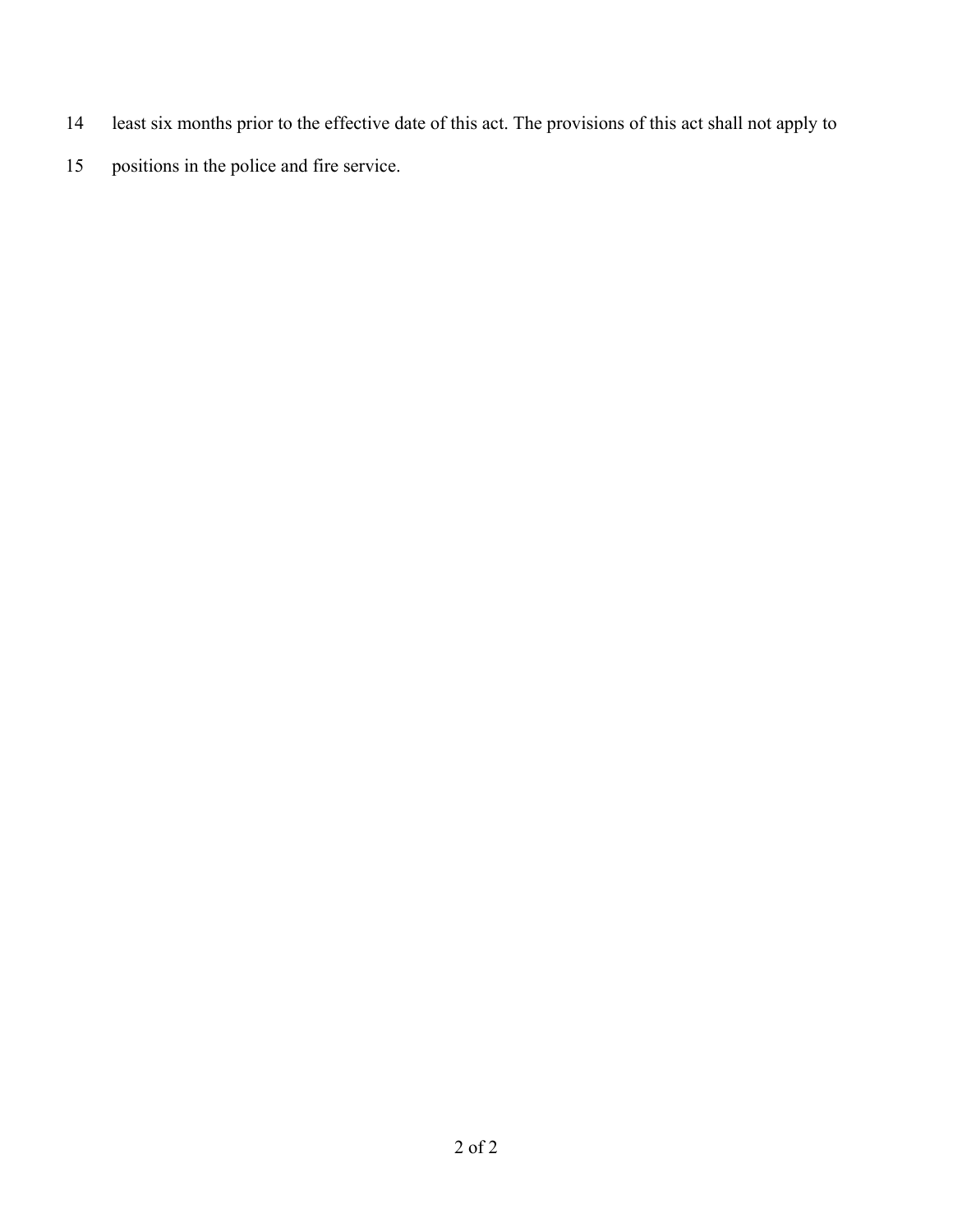least six months prior to the effective date of this act. The provisions of this act shall not apply to positions in the police and fire service.